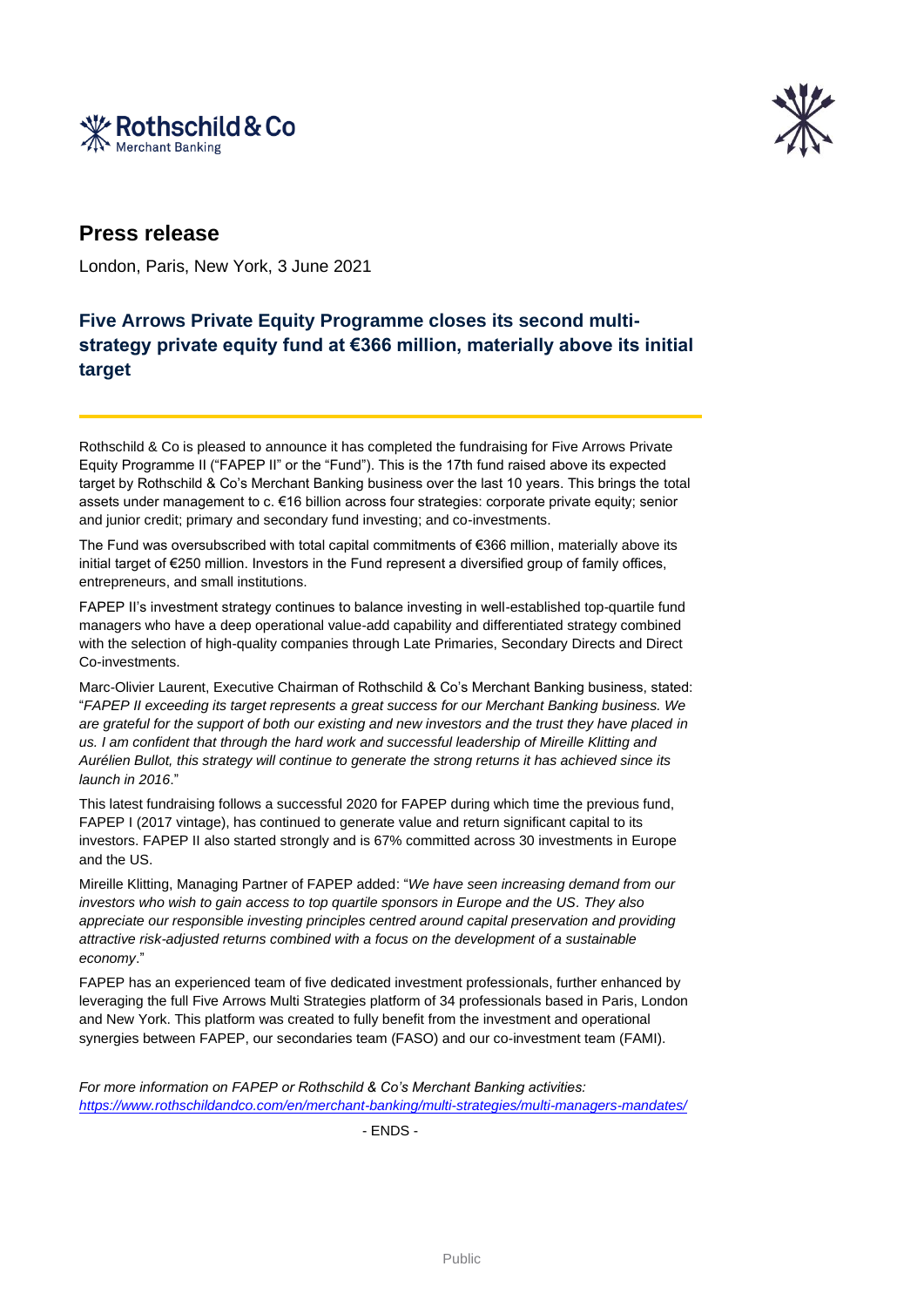# Press release

London, Paris, New York, 3 June 2021

## Five Arrows Private Equity Programme closes its second multi-strategy private equity fund at €366 million, materially above its initial target

Rothschild & Co is pleased to announce it has completed the fundraising for Five Arrows Private Equity Programme II ("FAPEP II" or the "Fund"). This is the 17th fund raised above its expected target by Rothschild & Co's Merchant Banking business over the last 10 years. This brings the total assets under management to c. €16 billion across four strategies: corporate private equity; senior and junior credit; primary and secondary fund investing; and co-investments.

The Fund was oversubscribed with total capital commitments of €366 million, materially above its initial target of €250 million. Investors in the Fund represent a diversified group of family offices, entrepreneurs, and small institutions.

FAPEP II's investment strategy continues to balance investing in well-established top-quartile fund managers who have a deep operational value-add capability and differentiated strategy combined with the selection of high-quality companies through Late Primaries, Secondary Directs and Direct Co-investments.

Marc-Olivier Laurent, Executive Chairman of Rothschild & Co's Merchant Banking business, stated: "*FAPEP II exceeding its target represents a great success for our Merchant Banking business. We are grateful for the support of both our existing and new investors and the trust they have placed in us. I am confident that through the hard work and successful leadership of Mireille Klitting and Aurélien Bullot, this strategy will continue to generate the strong returns it has achieved since its launch in 2016*."

This latest fundraising follows a successful 2020 for FAPEP during which time the previous fund, FAPEP I (2017 vintage), has continued to generate value and return significant capital to its investors. FAPEP II also started strongly and is 67% committed across 30 investments in Europe and the US.

Mireille Klitting, Managing Partner of FAPEP added: "*We have seen increasing demand from our investors who wish to gain access to top quartile sponsors in Europe and the US. They also appreciate our responsible investing principles centred around capital preservation and providing attractive risk-adjusted returns combined with a focus on the development of a sustainable economy*."

FAPEP has an experienced team of five dedicated investment professionals, further enhanced by leveraging the full Five Arrows Multi Strategies platform of 34 professionals based in Paris, London and New York. This platform was created to fully benefit from the investment and operational synergies between FAPEP, our secondaries team (FASO) and our co-investment team (FAMI).

*For more information on FAPEP or Rothschild & Co's Merchant Banking activities:*
*https://www.rothschildandco.com/en/merchant-banking/multi-strategies/multi-managers-mandates/*

- ENDS -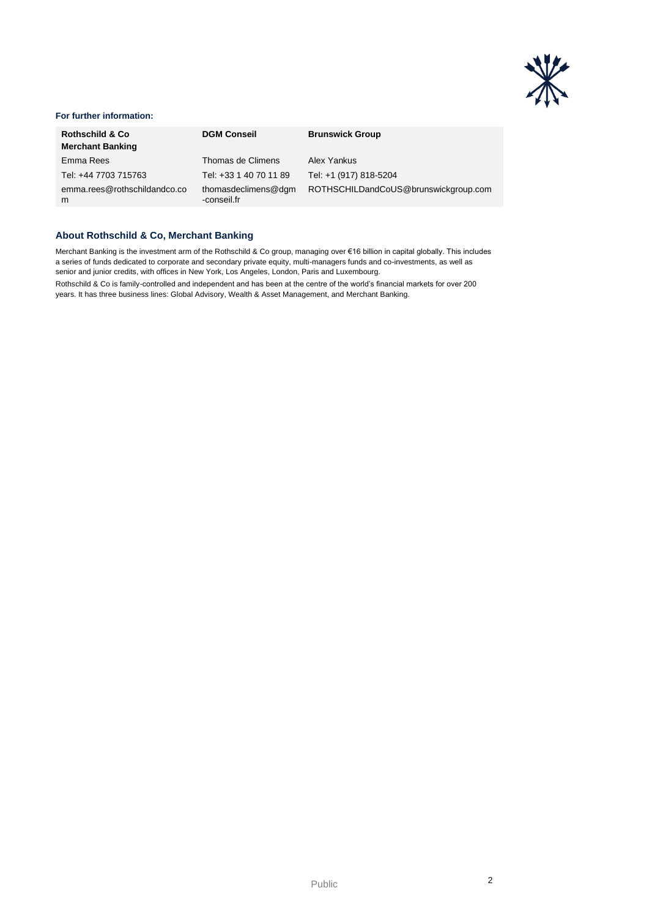**For further information:**

| Rothschild & Co Merchant Banking | DGM Conseil | Brunswick Group |
|---|---|---|
| Emma Rees | Thomas de Climens | Alex Yankus |
| Tel: +44 7703 715763 | Tel: +33 1 40 70 11 89 | Tel: +1 (917) 818-5204 |
| emma.rees@rothschildandco.com | thomasdeclimens@dgm-conseil.fr | ROTHSCHILDandCoUS@brunswickgroup.com |

## About Rothschild & Co, Merchant Banking

Merchant Banking is the investment arm of the Rothschild & Co group, managing over €16 billion in capital globally. This includes a series of funds dedicated to corporate and secondary private equity, multi-managers funds and co-investments, as well as senior and junior credits, with offices in New York, Los Angeles, London, Paris and Luxembourg.

Rothschild & Co is family-controlled and independent and has been at the centre of the world's financial markets for over 200 years. It has three business lines: Global Advisory, Wealth & Asset Management, and Merchant Banking.

Public